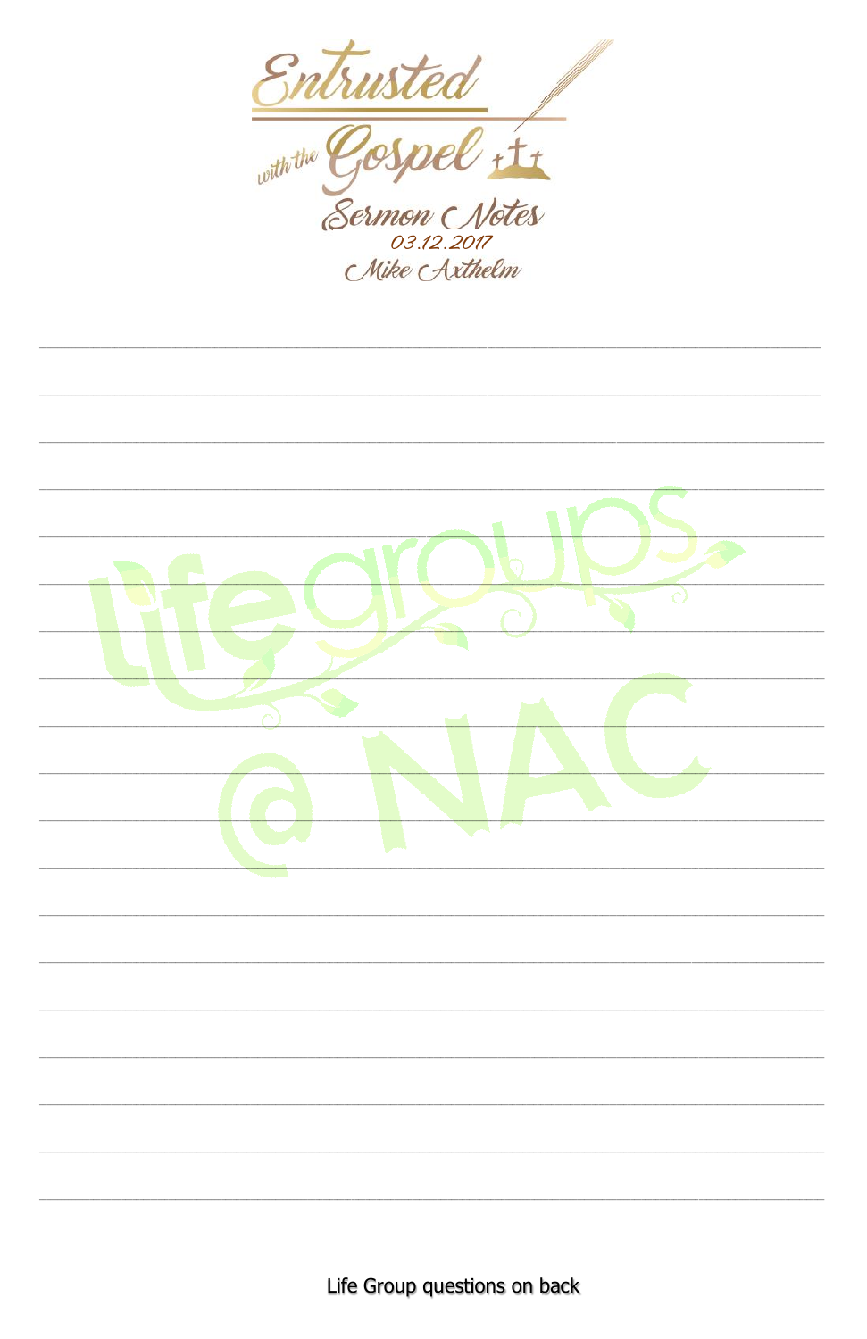# Entrusted with the Gospel

## Sermon Notes

03.12.2017

Mike Axthelm

Life Group questions on back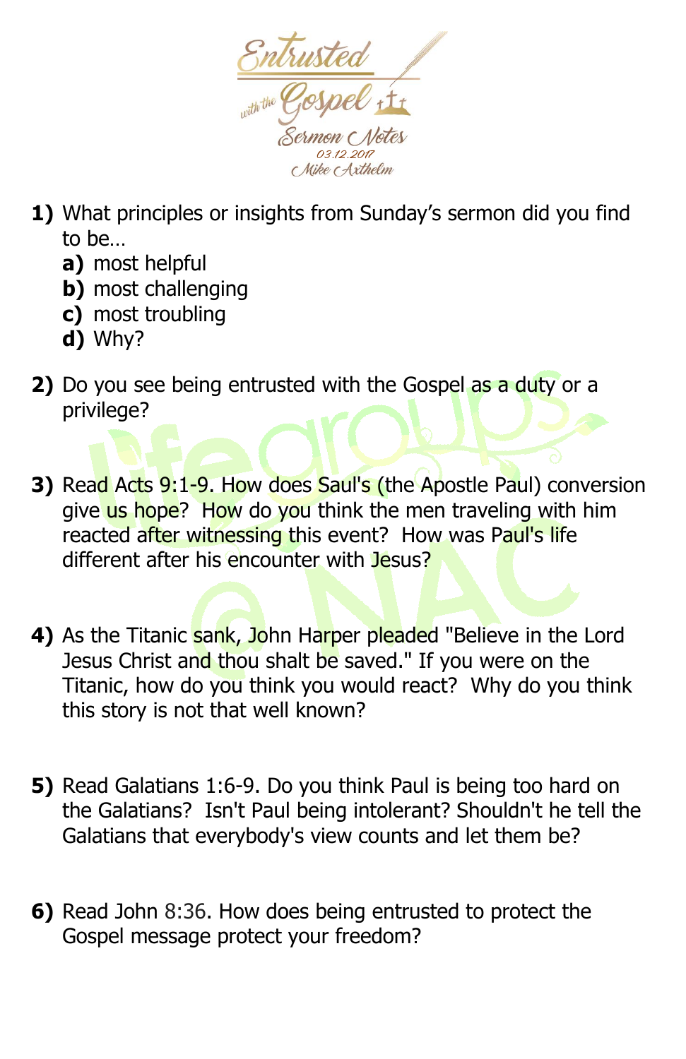# Entrusted with the Gospel

## Sermon Notes

03.12.2017

Mike Arthelm

1) What principles or insights from Sunday's sermon did you find to be…
   a) most helpful
   b) most challenging
   c) most troubling
   d) Why?

2) Do you see being entrusted with the Gospel as a duty or a privilege?

3) Read Acts 9:1-9. How does Saul's (the Apostle Paul) conversion give us hope? How do you think the men traveling with him reacted after witnessing this event? How was Paul's life different after his encounter with Jesus?

4) As the Titanic sank, John Harper pleaded "Believe in the Lord Jesus Christ and thou shalt be saved." If you were on the Titanic, how do you think you would react? Why do you think this story is not that well known?

5) Read Galatians 1:6-9. Do you think Paul is being too hard on the Galatians? Isn't Paul being intolerant? Shouldn't he tell the Galatians that everybody's view counts and let them be?

6) Read John 8:36. How does being entrusted to protect the Gospel message protect your freedom?